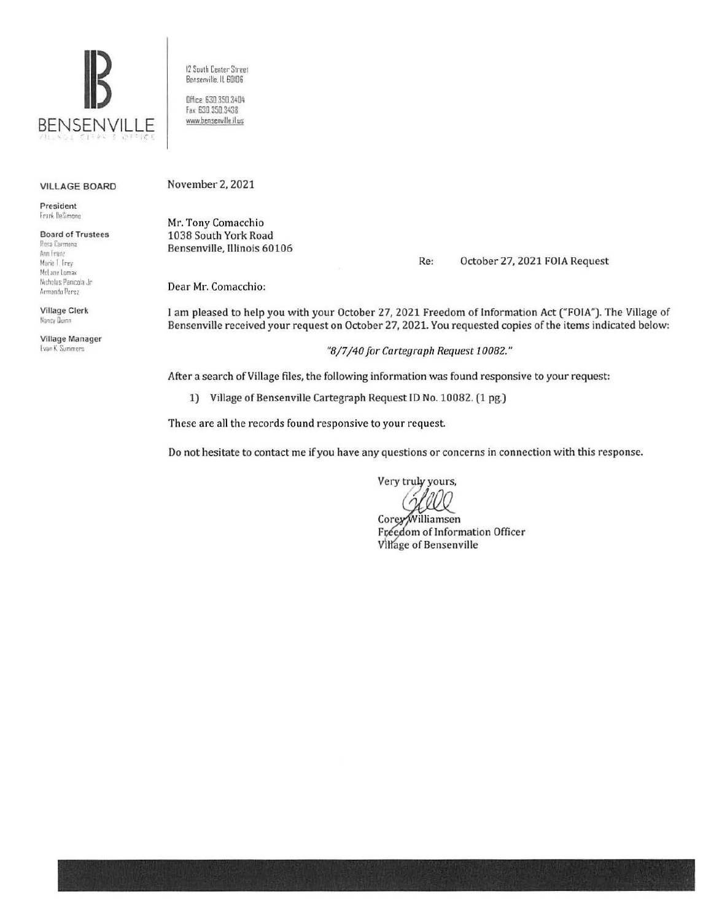BENSENVILLE
VILLAGE CLERK'S OFFICE

12 South Center Street
Bensenville, IL 60106

Office: 630.350.3404
Fax: 630.350.3438
www.bensenville.il.us

**VILLAGE BOARD**

**President**
Frank DeSimone

**Board of Trustees**
Rosa Carmona
Ann Franz
Marie T. Frey
McLane Lomax
Nicholas Panicola Jr.
Armando Perez

**Village Clerk**
Nancy Quinn

**Village Manager**
Evan K. Summers

November 2, 2021

Mr. Tony Comacchio
1038 South York Road
Bensenville, Illinois 60106

Re: October 27, 2021 FOIA Request

Dear Mr. Comacchio:

I am pleased to help you with your October 27, 2021 Freedom of Information Act ("FOIA"). The Village of Bensenville received your request on October 27, 2021. You requested copies of the items indicated below:

*"8/7/40 for Cartegraph Request 10082."*

After a search of Village files, the following information was found responsive to your request:

1) Village of Bensenville Cartegraph Request ID No. 10082. (1 pg.)

These are all the records found responsive to your request.

Do not hesitate to contact me if you have any questions or concerns in connection with this response.

Very truly yours,

Corey Williamsen
Freedom of Information Officer
Village of Bensenville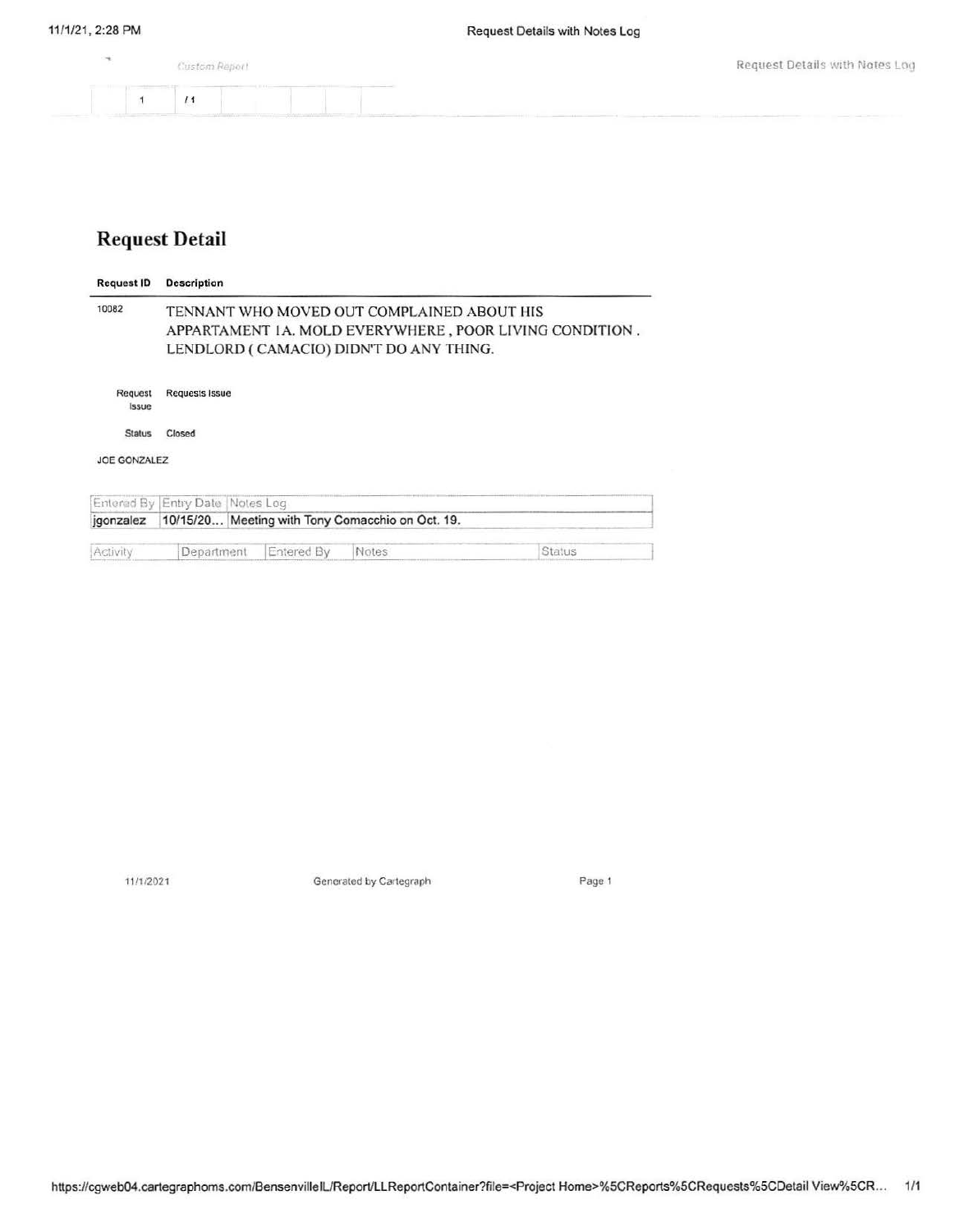Custom Report

## Request Detail

| Request ID | Description |
| --- | --- |
| 10082 | TENNANT WHO MOVED OUT COMPLAINED ABOUT HIS APPARTAMENT 1A. MOLD EVERYWHERE , POOR LIVING CONDITION . LENDLORD ( CAMACIO) DIDN'T DO ANY THING. |

Request Issue: Requests Issue

Status: Closed

JOE GONZALEZ

| Entered By | Entry Date | Notes Log |
| --- | --- | --- |
| jgonzalez | 10/15/20... | Meeting with Tony Comacchio on Oct. 19. |

| Activity | Department | Entered By | Notes | Status |
| --- | --- | --- | --- | --- |

11/1/2021 Generated by Cartegraph